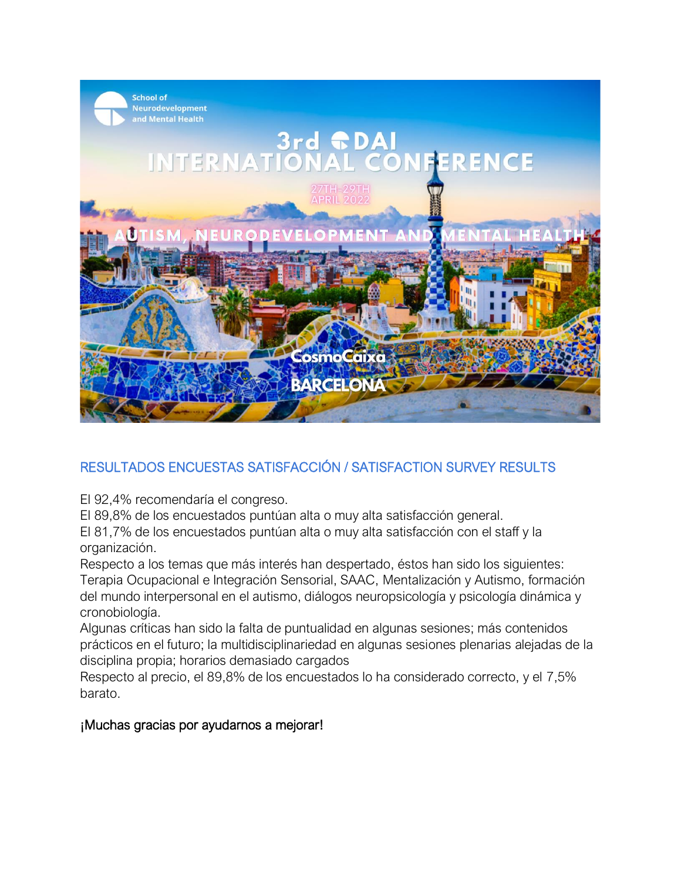School of Neurodevelopment and Mental Health

# 3rd DAI INTERNATIONAL CONFERENCE

27TH-29TH APRIL 2022

AUTISM, NEURODEVELOPMENT AND MENTAL HEALTH

CosmoCaixa BARCELONA

## RESULTADOS ENCUESTAS SATISFACCIÓN / SATISFACTION SURVEY RESULTS

El 92,4% recomendaría el congreso.
El 89,8% de los encuestados puntúan alta o muy alta satisfacción general.
El 81,7% de los encuestados puntúan alta o muy alta satisfacción con el staff y la organización.
Respecto a los temas que más interés han despertado, éstos han sido los siguientes: Terapia Ocupacional e Integración Sensorial, SAAC, Mentalización y Autismo, formación del mundo interpersonal en el autismo, diálogos neuropsicología y psicología dinámica y cronobiología.
Algunas críticas han sido la falta de puntualidad en algunas sesiones; más contenidos prácticos en el futuro; la multidisciplinariedad en algunas sesiones plenarias alejadas de la disciplina propia; horarios demasiado cargados
Respecto al precio, el 89,8% de los encuestados lo ha considerado correcto, y el 7,5% barato.

¡Muchas gracias por ayudarnos a mejorar!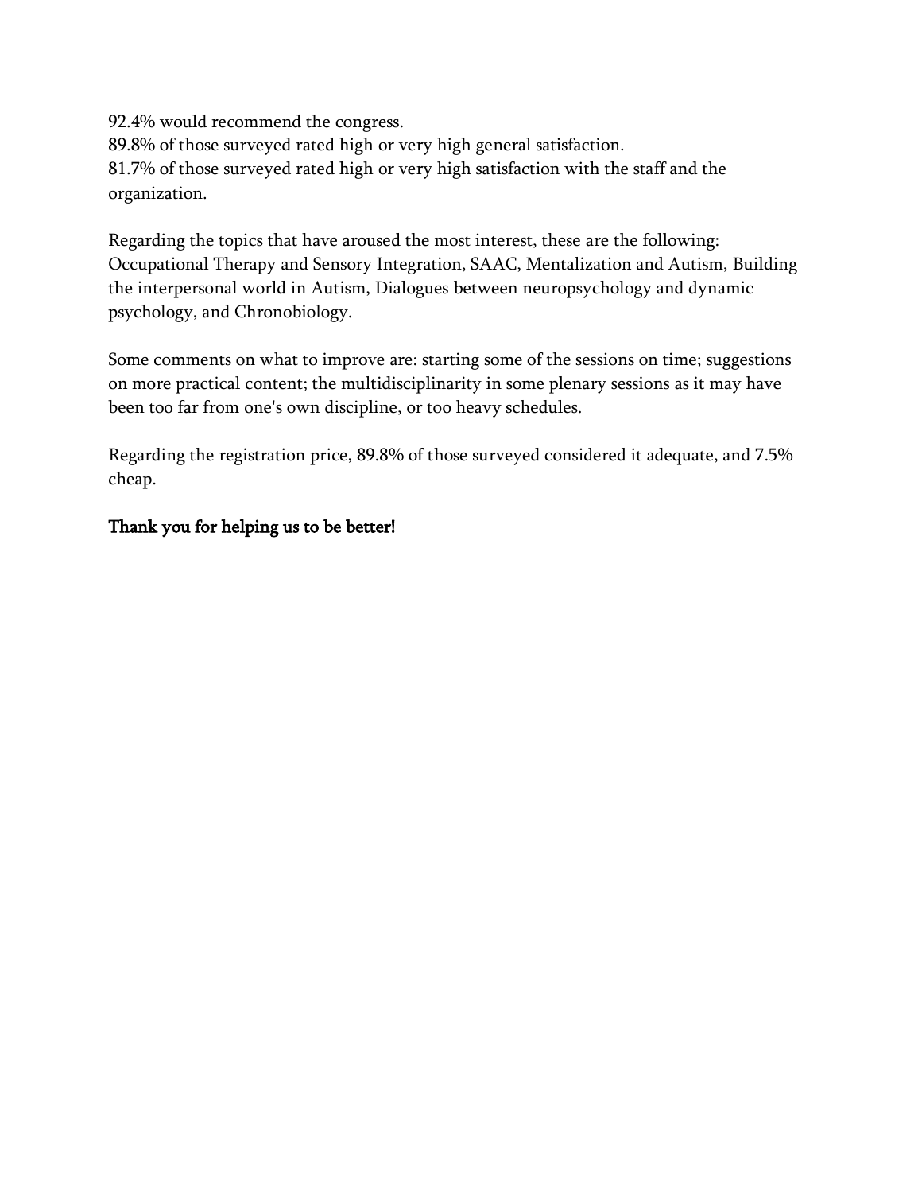92.4% would recommend the congress.
89.8% of those surveyed rated high or very high general satisfaction.
81.7% of those surveyed rated high or very high satisfaction with the staff and the organization.

Regarding the topics that have aroused the most interest, these are the following: Occupational Therapy and Sensory Integration, SAAC, Mentalization and Autism, Building the interpersonal world in Autism, Dialogues between neuropsychology and dynamic psychology, and Chronobiology.

Some comments on what to improve are: starting some of the sessions on time; suggestions on more practical content; the multidisciplinarity in some plenary sessions as it may have been too far from one's own discipline, or too heavy schedules.

Regarding the registration price, 89.8% of those surveyed considered it adequate, and 7.5% cheap.

Thank you for helping us to be better!